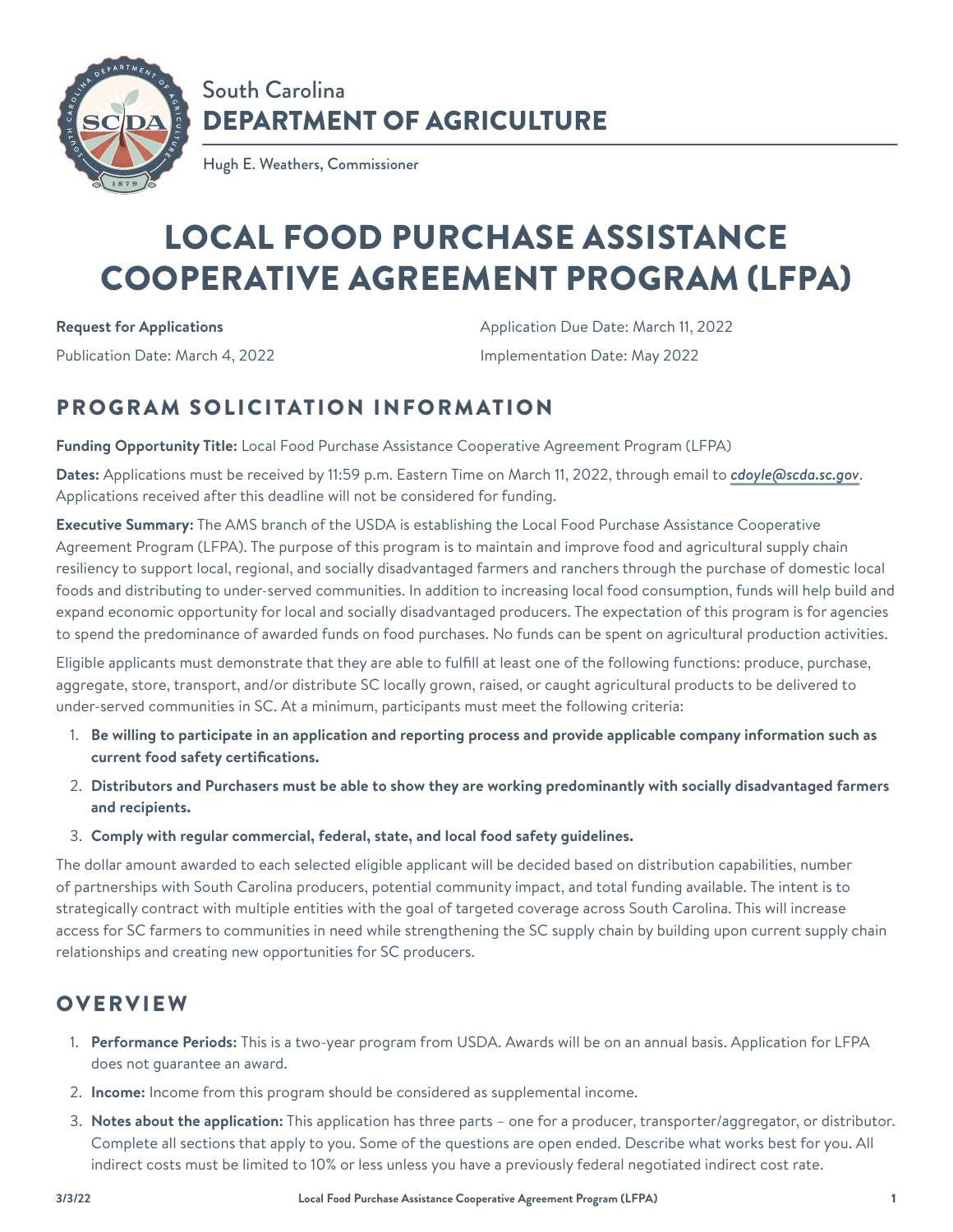South Carolina

**DEPARTMENT OF AGRICULTURE**

Hugh E. Weathers, Commissioner

# LOCAL FOOD PURCHASE ASSISTANCE COOPERATIVE AGREEMENT PROGRAM (LFPA)

**Request for Applications**

Publication Date: March 4, 2022

Application Due Date: March 11, 2022

Implementation Date: May 2022

## PROGRAM SOLICITATION INFORMATION

**Funding Opportunity Title:** Local Food Purchase Assistance Cooperative Agreement Program (LFPA)

**Dates:** Applications must be received by 11:59 p.m. Eastern Time on March 11, 2022, through email to *cdoyle@scda.sc.gov*. Applications received after this deadline will not be considered for funding.

**Executive Summary:** The AMS branch of the USDA is establishing the Local Food Purchase Assistance Cooperative Agreement Program (LFPA). The purpose of this program is to maintain and improve food and agricultural supply chain resiliency to support local, regional, and socially disadvantaged farmers and ranchers through the purchase of domestic local foods and distributing to under-served communities. In addition to increasing local food consumption, funds will help build and expand economic opportunity for local and socially disadvantaged producers. The expectation of this program is for agencies to spend the predominance of awarded funds on food purchases. No funds can be spent on agricultural production activities.

Eligible applicants must demonstrate that they are able to fulfill at least one of the following functions: produce, purchase, aggregate, store, transport, and/or distribute SC locally grown, raised, or caught agricultural products to be delivered to under-served communities in SC. At a minimum, participants must meet the following criteria:

1. **Be willing to participate in an application and reporting process and provide applicable company information such as current food safety certifications.**
2. **Distributors and Purchasers must be able to show they are working predominantly with socially disadvantaged farmers and recipients.**
3. **Comply with regular commercial, federal, state, and local food safety guidelines.**

The dollar amount awarded to each selected eligible applicant will be decided based on distribution capabilities, number of partnerships with South Carolina producers, potential community impact, and total funding available. The intent is to strategically contract with multiple entities with the goal of targeted coverage across South Carolina. This will increase access for SC farmers to communities in need while strengthening the SC supply chain by building upon current supply chain relationships and creating new opportunities for SC producers.

## OVERVIEW

1. **Performance Periods:** This is a two-year program from USDA. Awards will be on an annual basis. Application for LFPA does not guarantee an award.
2. **Income:** Income from this program should be considered as supplemental income.
3. **Notes about the application:** This application has three parts – one for a producer, transporter/aggregator, or distributor. Complete all sections that apply to you. Some of the questions are open ended. Describe what works best for you. All indirect costs must be limited to 10% or less unless you have a previously federal negotiated indirect cost rate.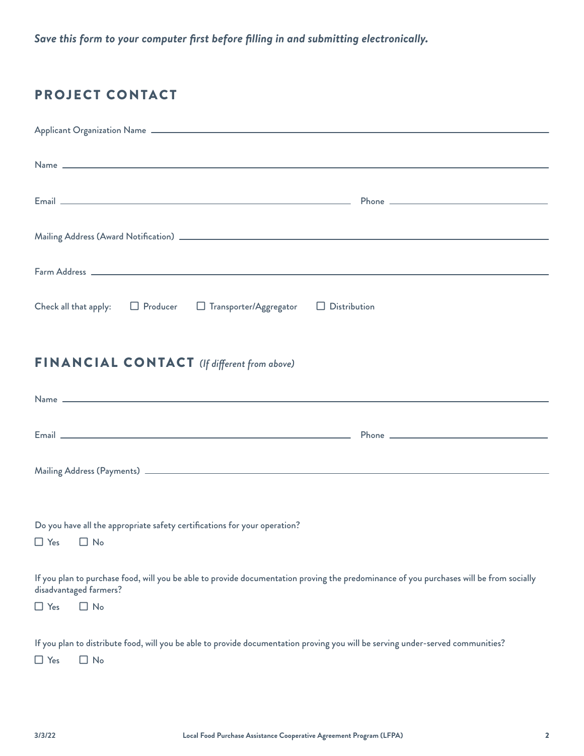***Save this form to your computer first before filling in and submitting electronically.***

## PROJECT CONTACT

Applicant Organization Name ____________________

Name ____________________

Email ____________________ Phone ____________________

Mailing Address (Award Notification) ____________________

Farm Address ____________________

Check all that apply: ☐ Producer ☐ Transporter/Aggregator ☐ Distribution

## FINANCIAL CONTACT *(If different from above)*

Name ____________________

Email ____________________ Phone ____________________

Mailing Address (Payments) ____________________

Do you have all the appropriate safety certifications for your operation?

☐ Yes ☐ No

If you plan to purchase food, will you be able to provide documentation proving the predominance of you purchases will be from socially disadvantaged farmers?

☐ Yes ☐ No

If you plan to distribute food, will you be able to provide documentation proving you will be serving under-served communities?

☐ Yes ☐ No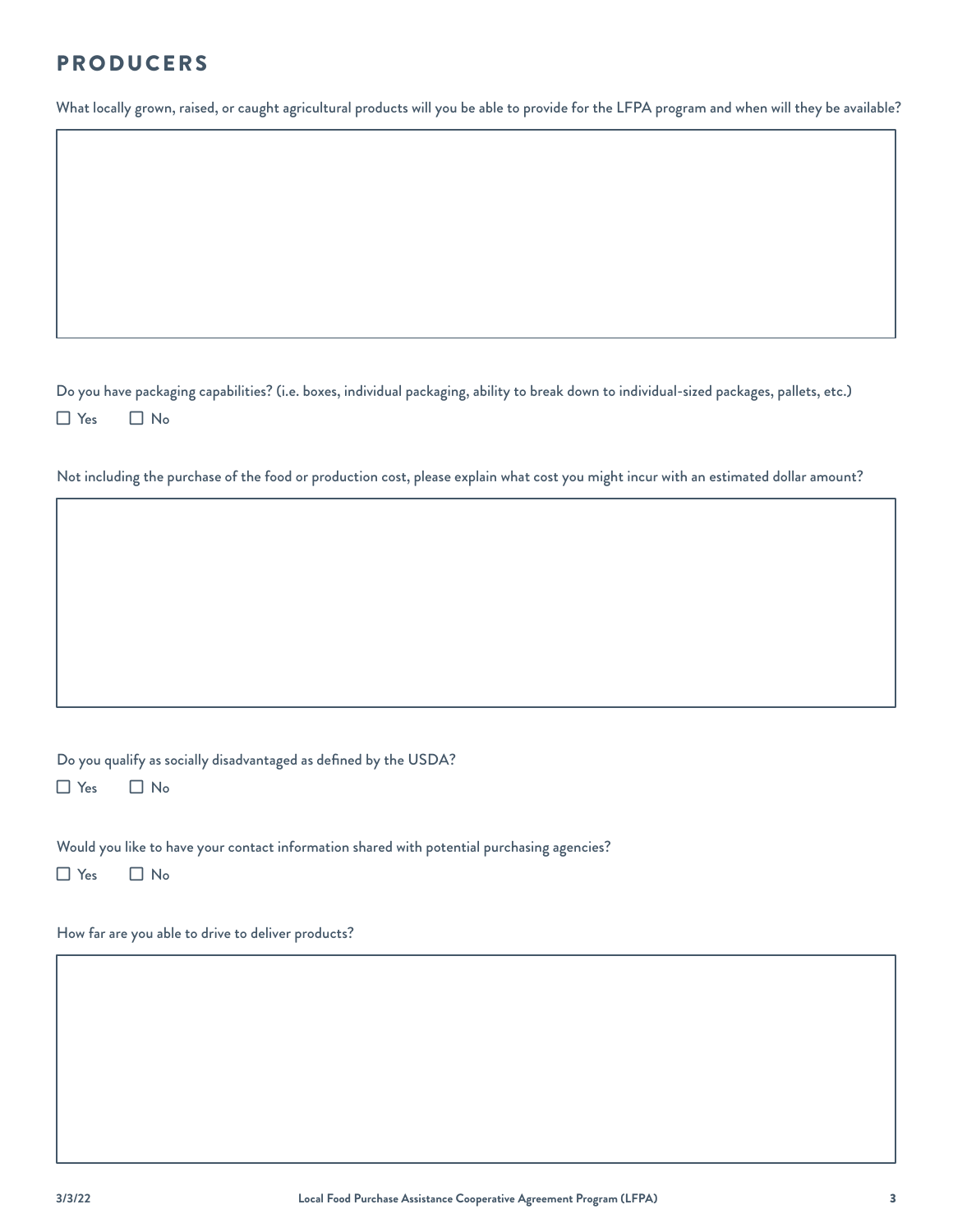## PRODUCERS

What locally grown, raised, or caught agricultural products will you be able to provide for the LFPA program and when will they be available?

Do you have packaging capabilities? (i.e. boxes, individual packaging, ability to break down to individual-sized packages, pallets, etc.)

☐ Yes ☐ No

Not including the purchase of the food or production cost, please explain what cost you might incur with an estimated dollar amount?

Do you qualify as socially disadvantaged as defined by the USDA?

☐ Yes ☐ No

Would you like to have your contact information shared with potential purchasing agencies?

☐ Yes ☐ No

How far are you able to drive to deliver products?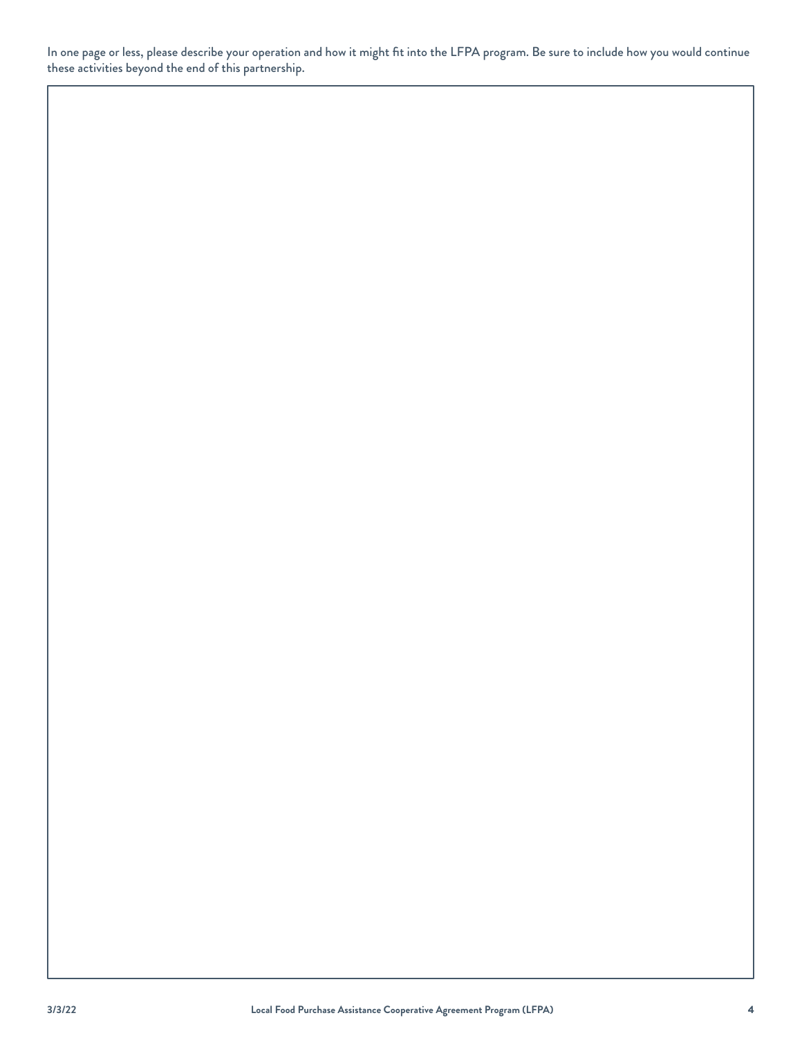In one page or less, please describe your operation and how it might fit into the LFPA program. Be sure to include how you would continue these activities beyond the end of this partnership.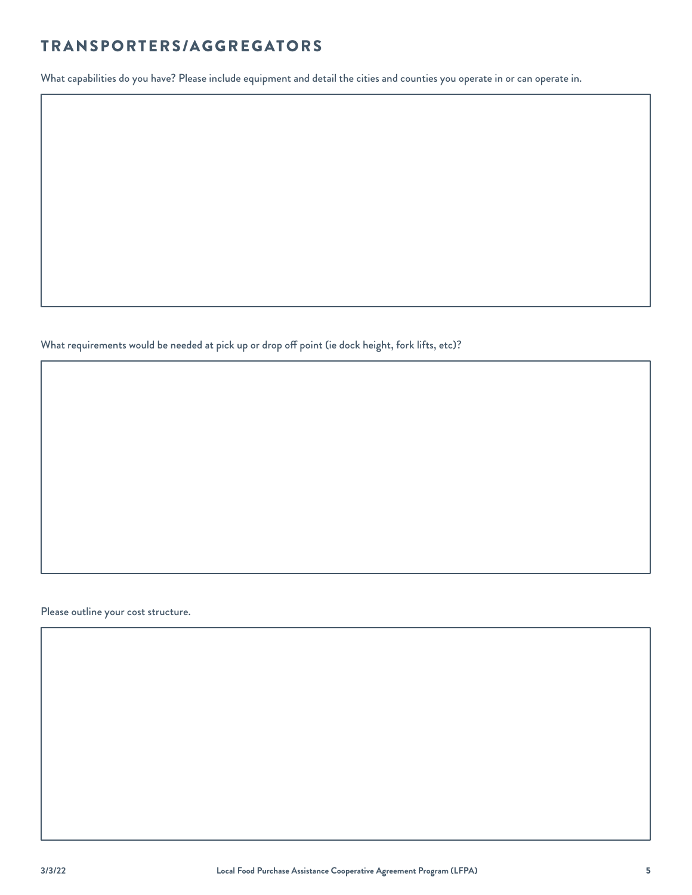## TRANSPORTERS/AGGREGATORS

What capabilities do you have? Please include equipment and detail the cities and counties you operate in or can operate in.

What requirements would be needed at pick up or drop off point (ie dock height, fork lifts, etc)?

Please outline your cost structure.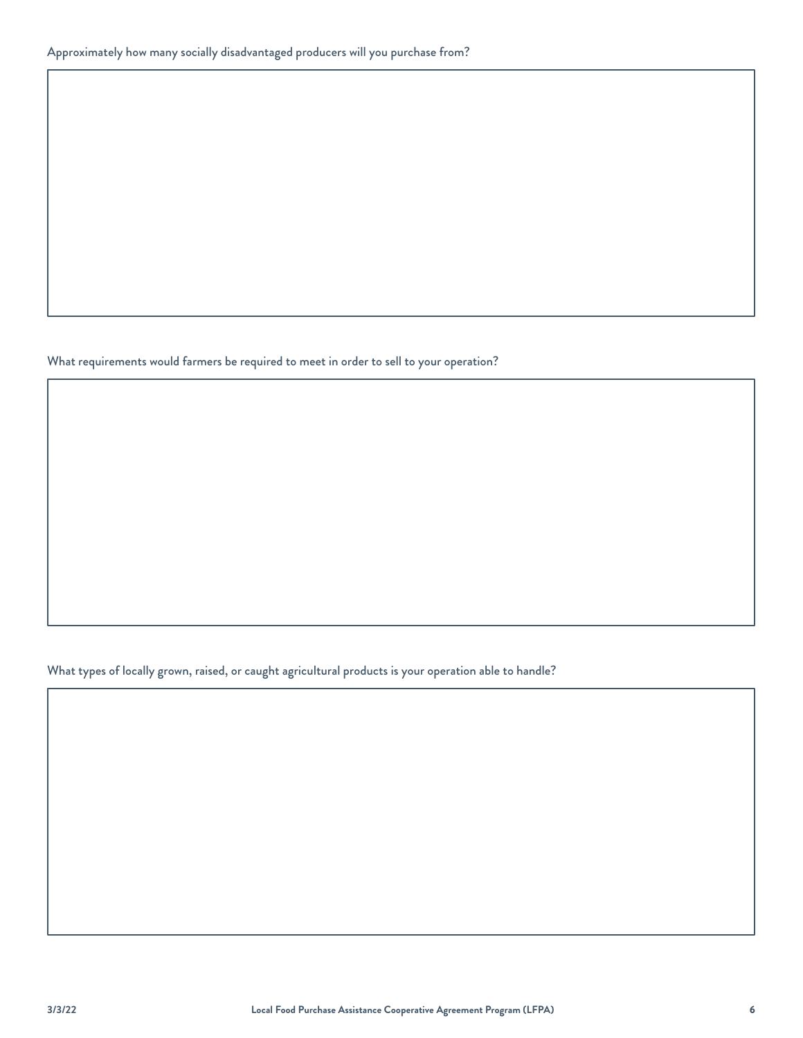Approximately how many socially disadvantaged producers will you purchase from?

What requirements would farmers be required to meet in order to sell to your operation?

What types of locally grown, raised, or caught agricultural products is your operation able to handle?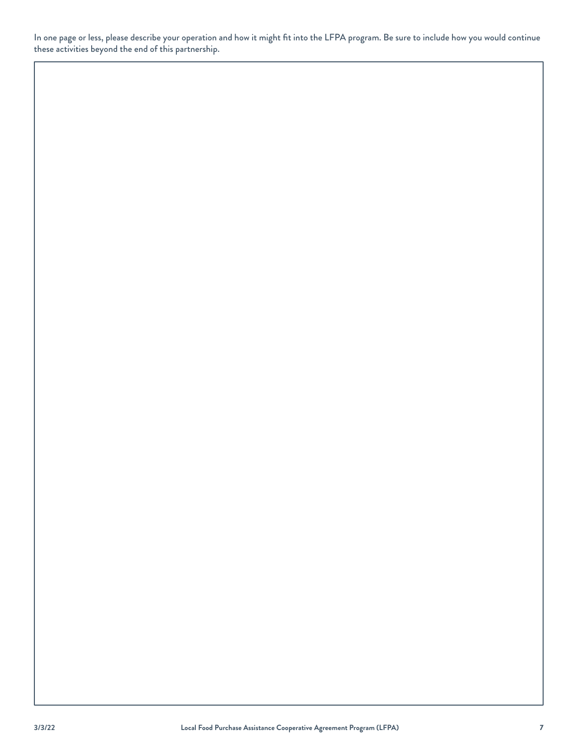In one page or less, please describe your operation and how it might fit into the LFPA program. Be sure to include how you would continue these activities beyond the end of this partnership.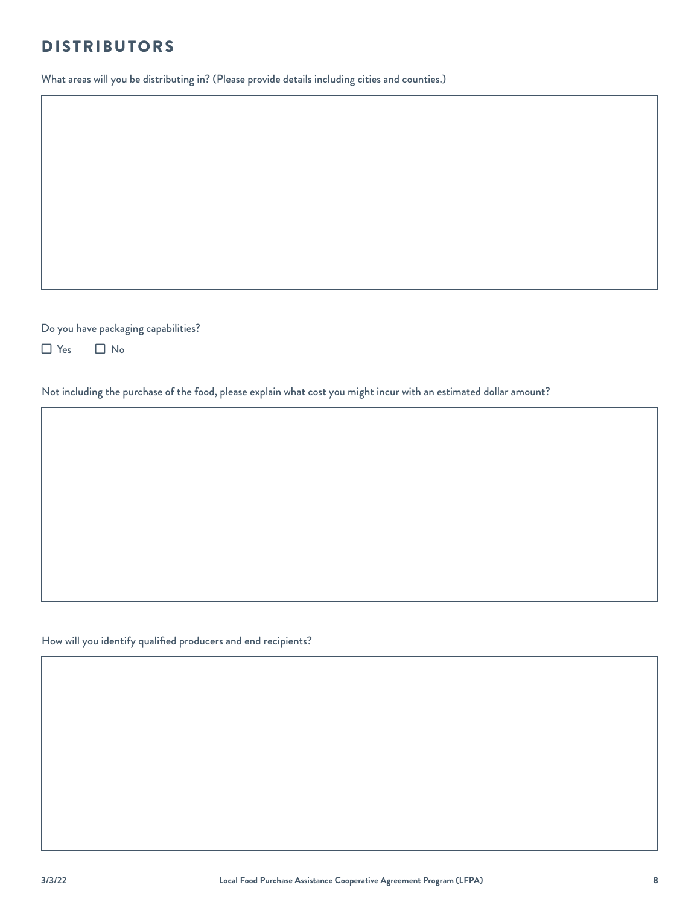## DISTRIBUTORS

What areas will you be distributing in? (Please provide details including cities and counties.)

Do you have packaging capabilities?

☐ Yes ☐ No

Not including the purchase of the food, please explain what cost you might incur with an estimated dollar amount?

How will you identify qualified producers and end recipients?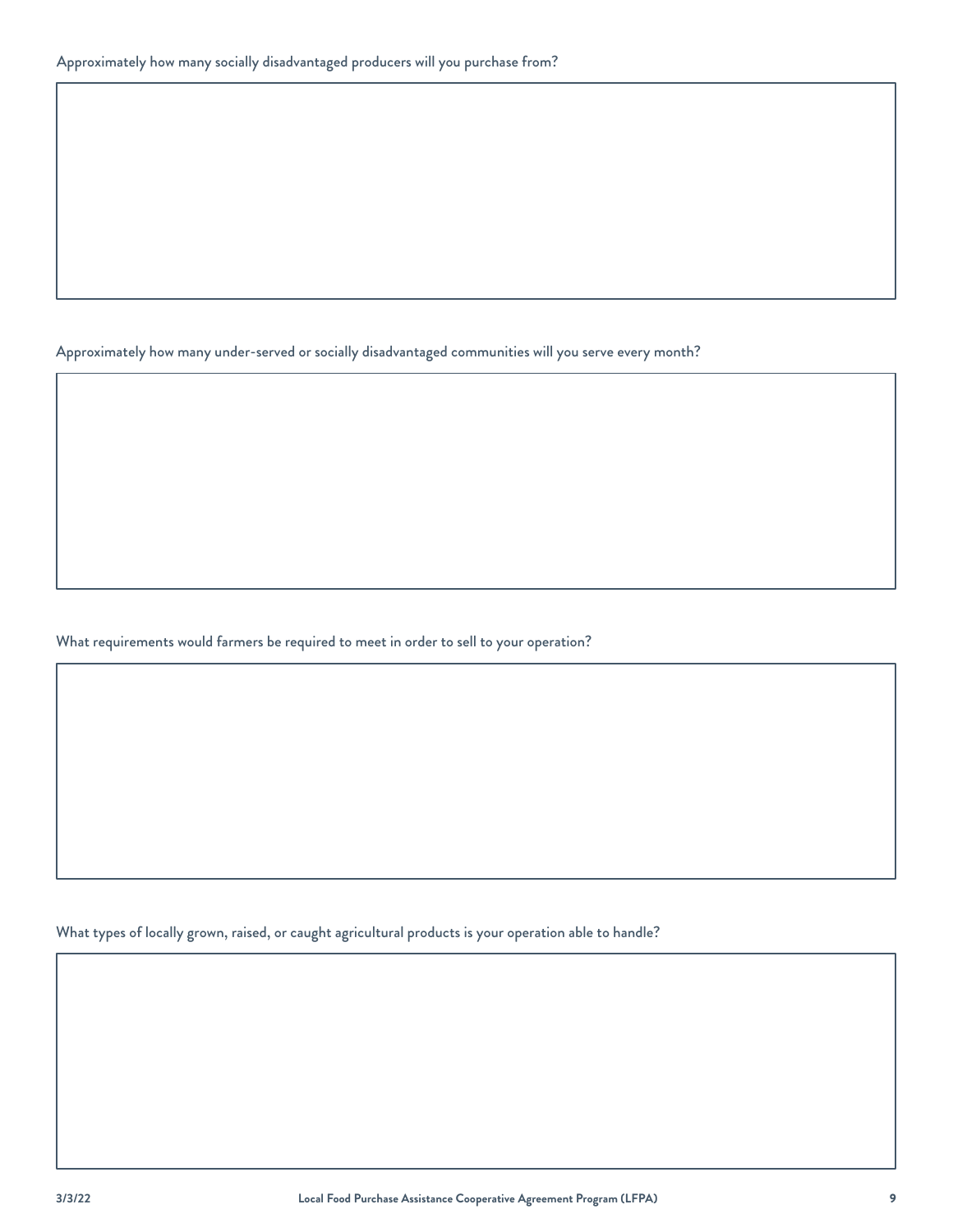Approximately how many socially disadvantaged producers will you purchase from?

Approximately how many under-served or socially disadvantaged communities will you serve every month?

What requirements would farmers be required to meet in order to sell to your operation?

What types of locally grown, raised, or caught agricultural products is your operation able to handle?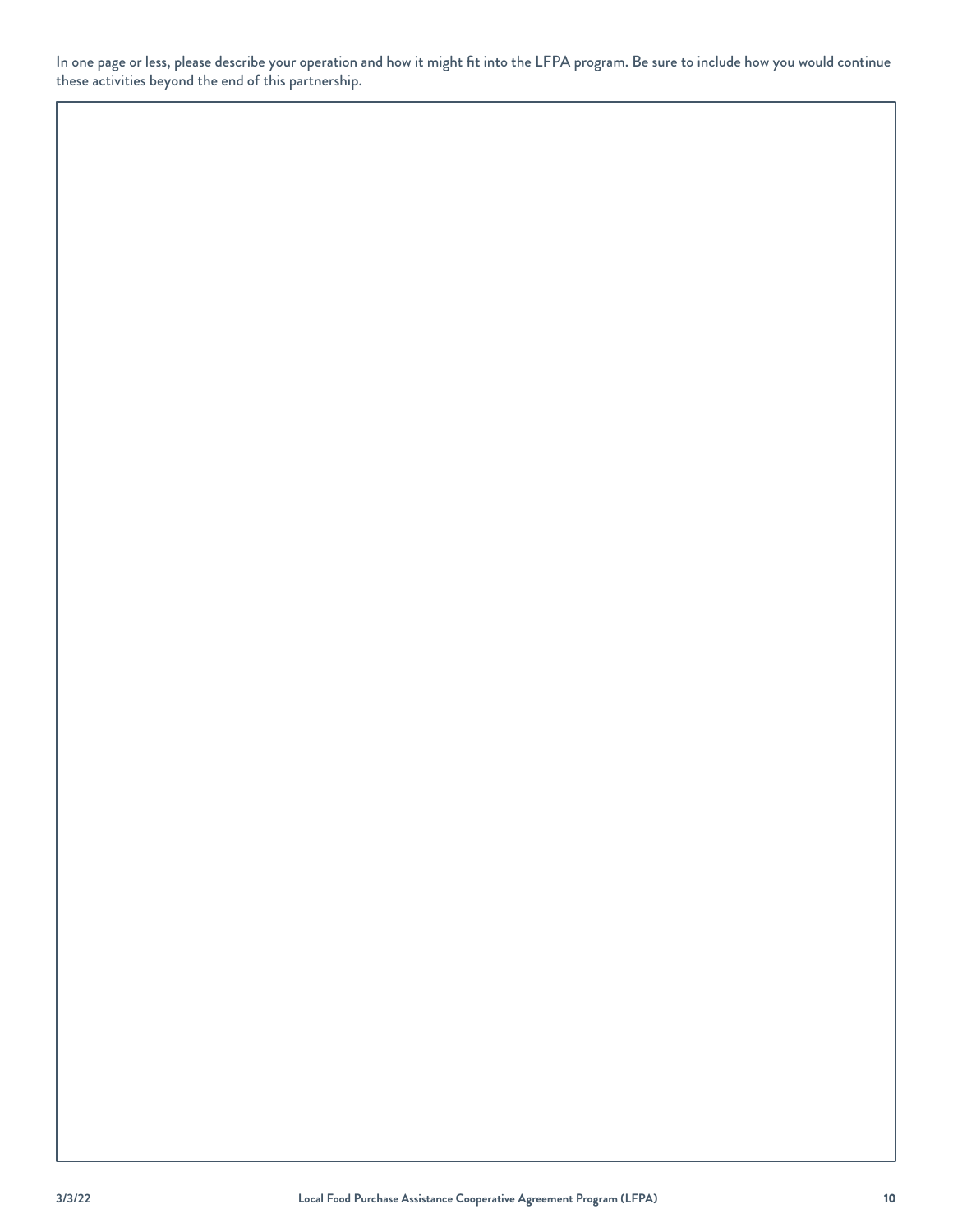In one page or less, please describe your operation and how it might fit into the LFPA program. Be sure to include how you would continue these activities beyond the end of this partnership.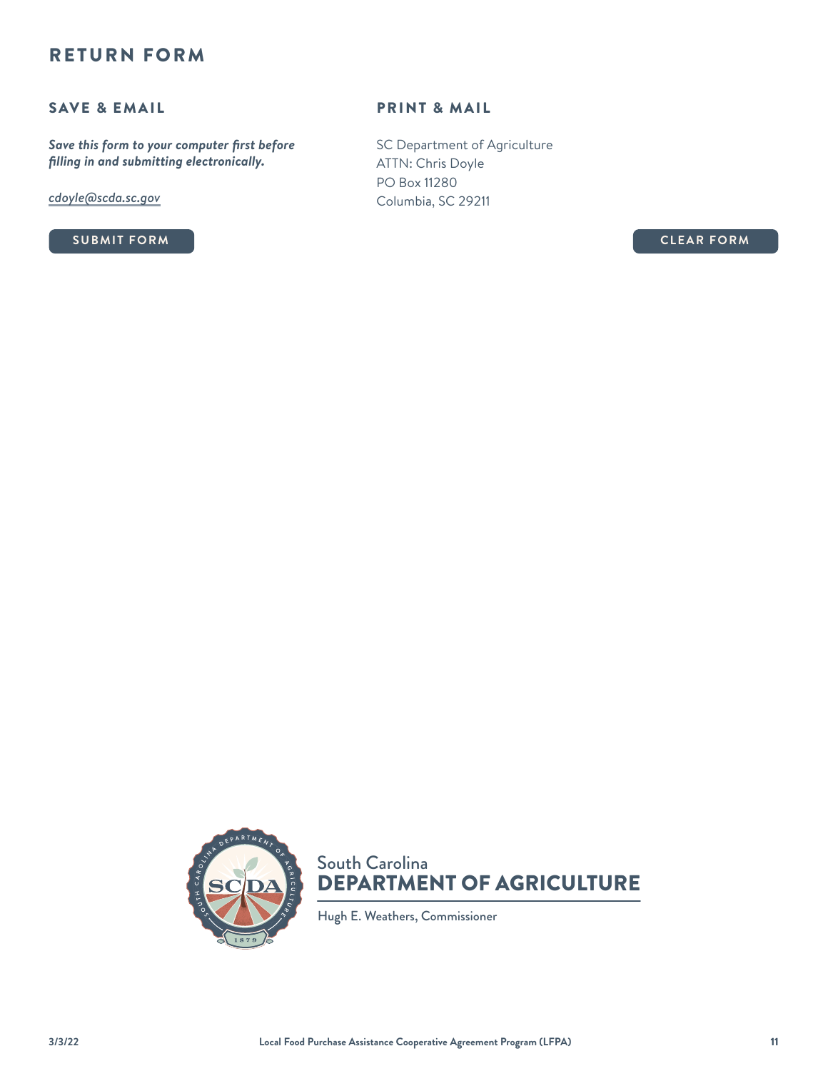# RETURN FORM

## SAVE & EMAIL

***Save this form to your computer first before filling in and submitting electronically.***

*cdoyle@scda.sc.gov*

SUBMIT FORM

## PRINT & MAIL

SC Department of Agriculture
ATTN: Chris Doyle
PO Box 11280
Columbia, SC 29211

CLEAR FORM

South Carolina
**DEPARTMENT OF AGRICULTURE**
Hugh E. Weathers, Commissioner